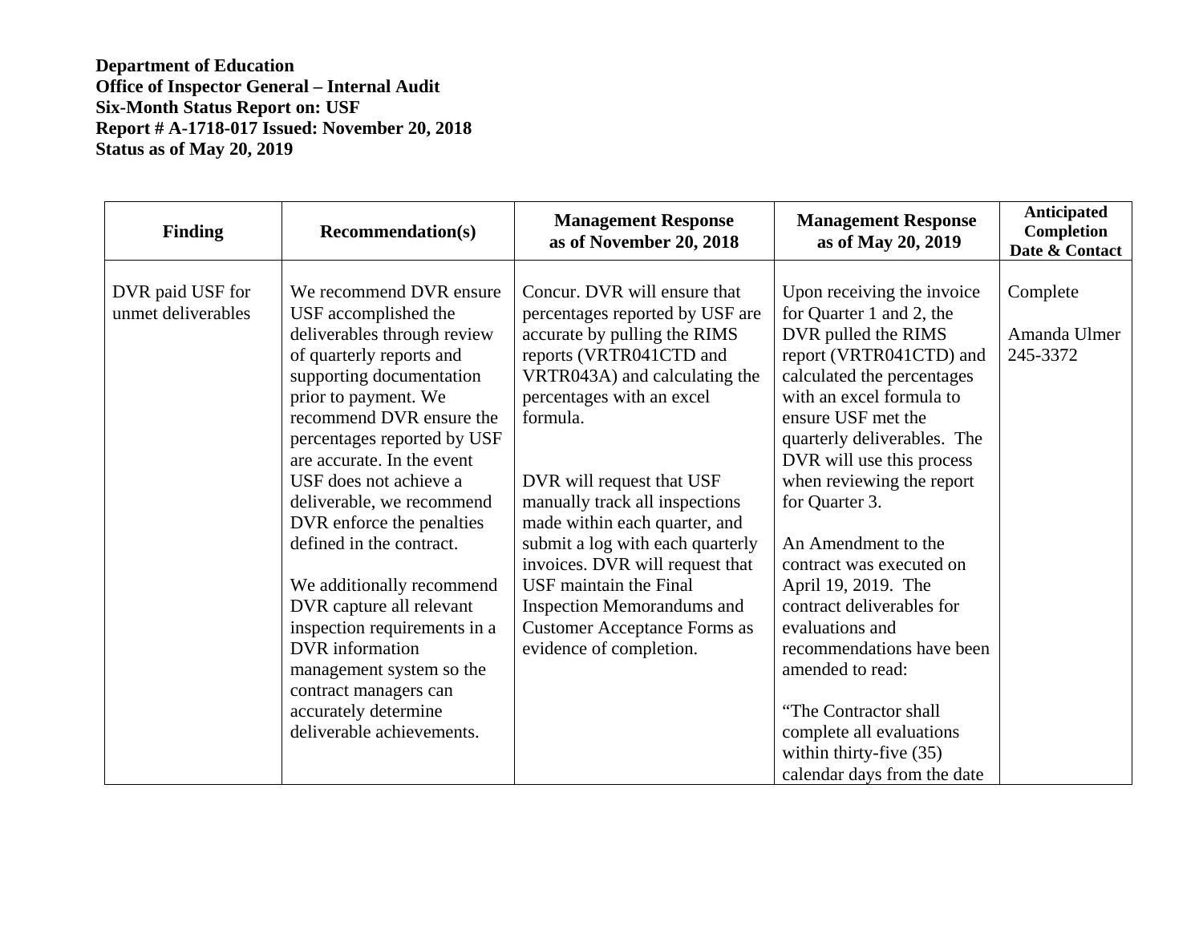**Department of Education**
**Office of Inspector General – Internal Audit**
**Six-Month Status Report on: USF**
**Report # A-1718-017 Issued: November 20, 2018**
**Status as of May 20, 2019**

| Finding | Recommendation(s) | Management Response as of November 20, 2018 | Management Response as of May 20, 2019 | Anticipated Completion Date & Contact |
|---|---|---|---|---|
| DVR paid USF for unmet deliverables | We recommend DVR ensure USF accomplished the deliverables through review of quarterly reports and supporting documentation prior to payment. We recommend DVR ensure the percentages reported by USF are accurate. In the event USF does not achieve a deliverable, we recommend DVR enforce the penalties defined in the contract.<br><br>We additionally recommend DVR capture all relevant inspection requirements in a DVR information management system so the contract managers can accurately determine deliverable achievements. | Concur. DVR will ensure that percentages reported by USF are accurate by pulling the RIMS reports (VRTR041CTD and VRTR043A) and calculating the percentages with an excel formula.<br><br>DVR will request that USF manually track all inspections made within each quarter, and submit a log with each quarterly invoices. DVR will request that USF maintain the Final Inspection Memorandums and Customer Acceptance Forms as evidence of completion. | Upon receiving the invoice for Quarter 1 and 2, the DVR pulled the RIMS report (VRTR041CTD) and calculated the percentages with an excel formula to ensure USF met the quarterly deliverables. The DVR will use this process when reviewing the report for Quarter 3.<br><br>An Amendment to the contract was executed on April 19, 2019. The contract deliverables for evaluations and recommendations have been amended to read:<br><br>"The Contractor shall complete all evaluations within thirty-five (35) calendar days from the date | Complete<br><br>Amanda Ulmer 245-3372 |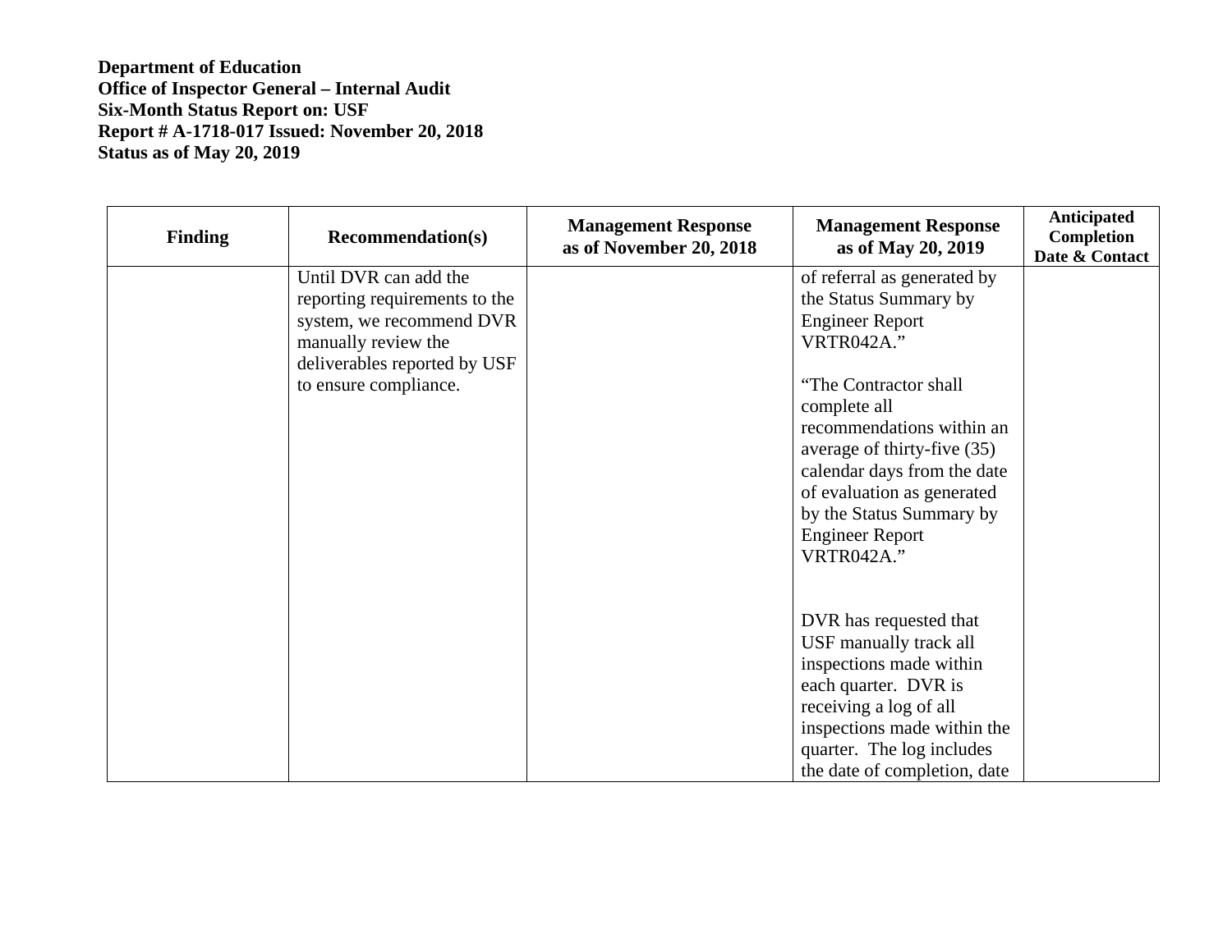**Department of Education**
**Office of Inspector General – Internal Audit**
**Six-Month Status Report on: USF**
**Report # A-1718-017 Issued: November 20, 2018**
**Status as of May 20, 2019**

| Finding | Recommendation(s) | Management Response as of November 20, 2018 | Management Response as of May 20, 2019 | Anticipated Completion Date & Contact |
|---|---|---|---|---|
| | Until DVR can add the reporting requirements to the system, we recommend DVR manually review the deliverables reported by USF to ensure compliance. | | of referral as generated by the Status Summary by Engineer Report VRTR042A."<br><br>"The Contractor shall complete all recommendations within an average of thirty-five (35) calendar days from the date of evaluation as generated by the Status Summary by Engineer Report VRTR042A."<br><br>DVR has requested that USF manually track all inspections made within each quarter. DVR is receiving a log of all inspections made within the quarter. The log includes the date of completion, date | |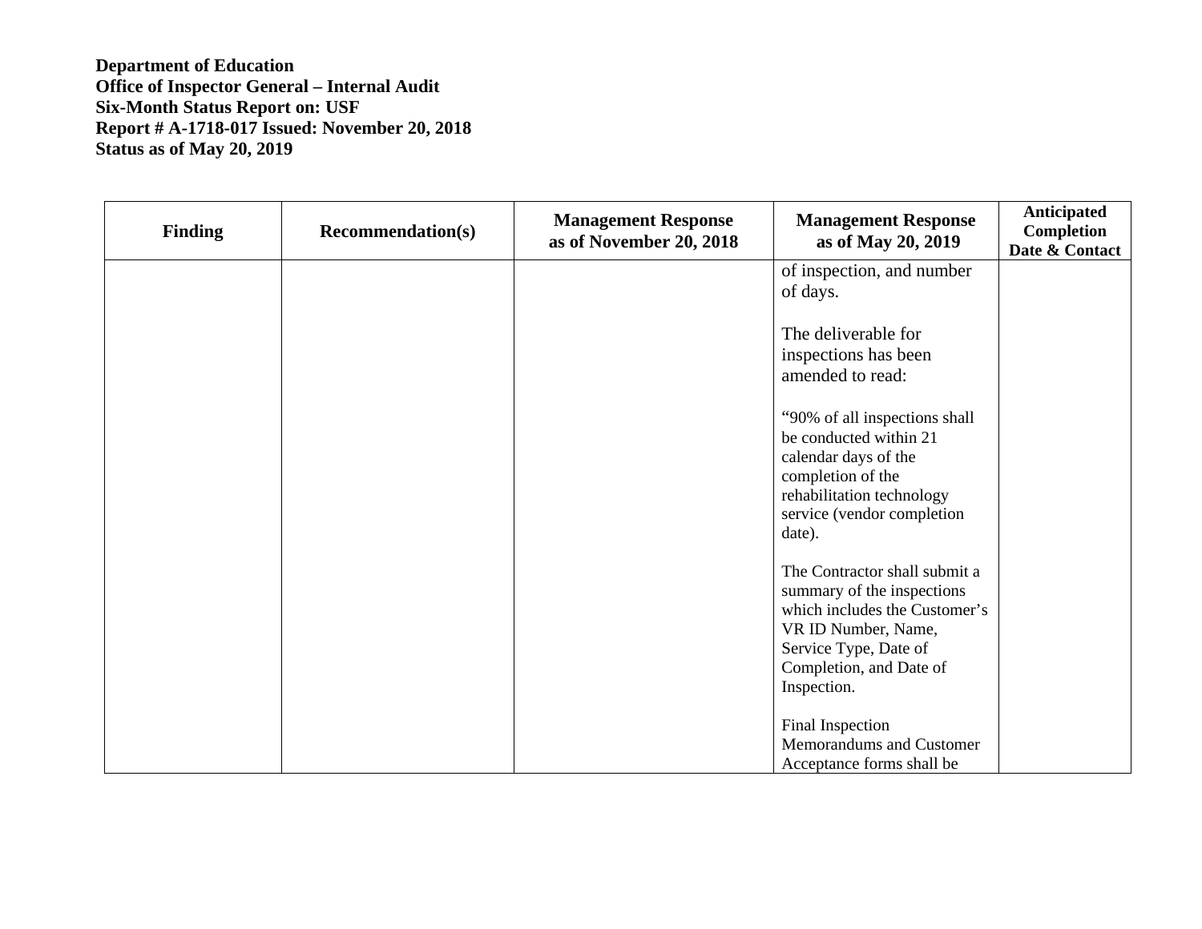**Department of Education**
**Office of Inspector General – Internal Audit**
**Six-Month Status Report on: USF**
**Report # A-1718-017 Issued: November 20, 2018**
**Status as of May 20, 2019**

| Finding | Recommendation(s) | Management Response as of November 20, 2018 | Management Response as of May 20, 2019 | Anticipated Completion Date & Contact |
|---|---|---|---|---|
| | | | of inspection, and number of days.<br><br>The deliverable for inspections has been amended to read:<br><br>"90% of all inspections shall be conducted within 21 calendar days of the completion of the rehabilitation technology service (vendor completion date).<br><br>The Contractor shall submit a summary of the inspections which includes the Customer's VR ID Number, Name, Service Type, Date of Completion, and Date of Inspection.<br><br>Final Inspection Memorandums and Customer Acceptance forms shall be | |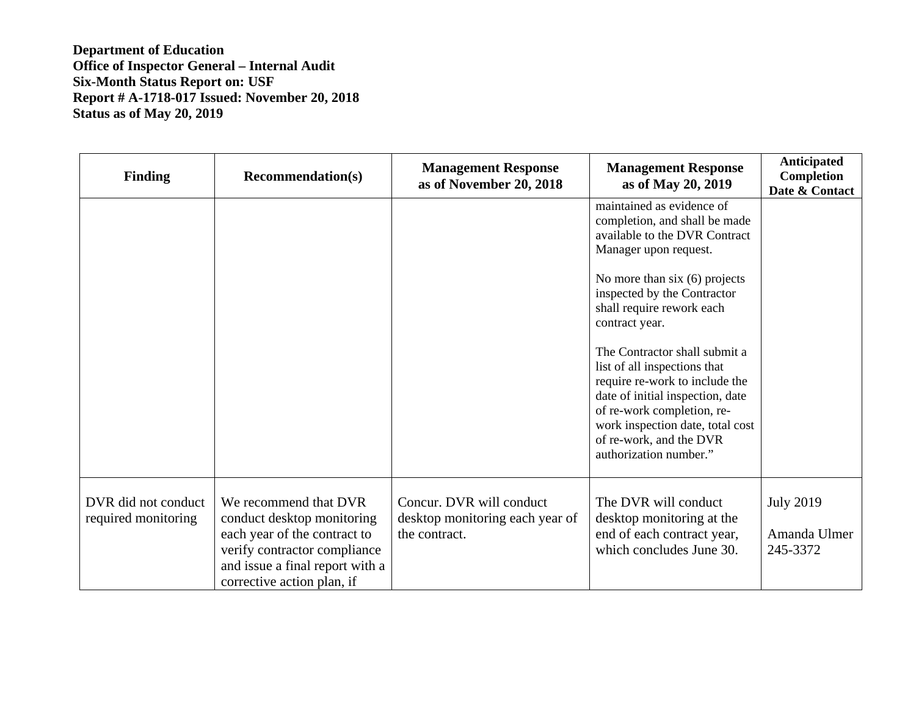**Department of Education**
**Office of Inspector General – Internal Audit**
**Six-Month Status Report on: USF**
**Report # A-1718-017 Issued: November 20, 2018**
**Status as of May 20, 2019**

| Finding | Recommendation(s) | Management Response as of November 20, 2018 | Management Response as of May 20, 2019 | Anticipated Completion Date & Contact |
|---|---|---|---|---|
| | | | maintained as evidence of completion, and shall be made available to the DVR Contract Manager upon request.<br><br>No more than six (6) projects inspected by the Contractor shall require rework each contract year.<br><br>The Contractor shall submit a list of all inspections that require re-work to include the date of initial inspection, date of re-work completion, re-work inspection date, total cost of re-work, and the DVR authorization number." | |
| DVR did not conduct required monitoring | We recommend that DVR conduct desktop monitoring each year of the contract to verify contractor compliance and issue a final report with a corrective action plan, if | Concur. DVR will conduct desktop monitoring each year of the contract. | The DVR will conduct desktop monitoring at the end of each contract year, which concludes June 30. | July 2019<br><br>Amanda Ulmer 245-3372 |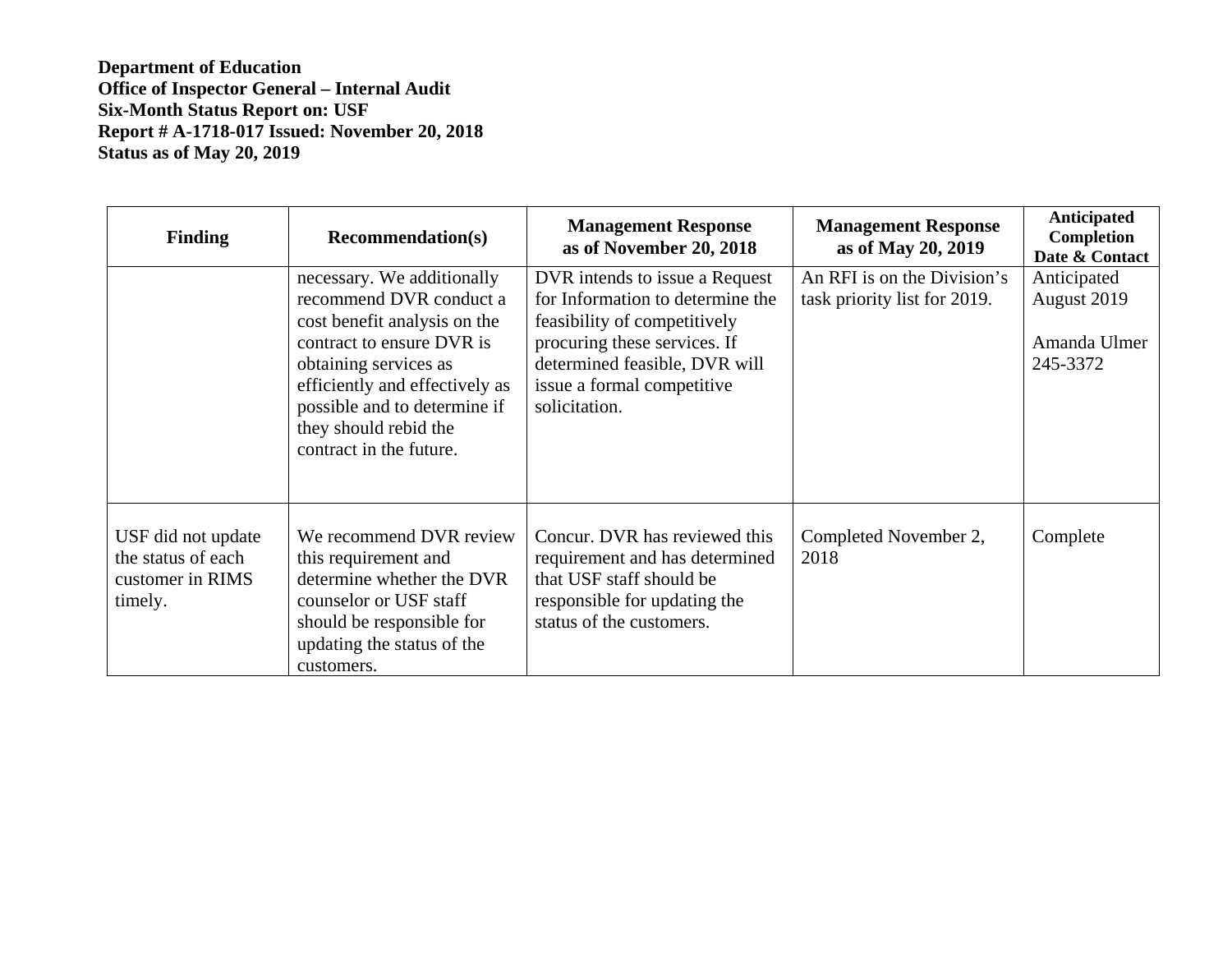**Department of Education**
**Office of Inspector General – Internal Audit**
**Six-Month Status Report on: USF**
**Report # A-1718-017 Issued: November 20, 2018**
**Status as of May 20, 2019**

| Finding | Recommendation(s) | Management Response as of November 20, 2018 | Management Response as of May 20, 2019 | Anticipated Completion Date & Contact |
|---|---|---|---|---|
| | necessary. We additionally recommend DVR conduct a cost benefit analysis on the contract to ensure DVR is obtaining services as efficiently and effectively as possible and to determine if they should rebid the contract in the future. | DVR intends to issue a Request for Information to determine the feasibility of competitively procuring these services. If determined feasible, DVR will issue a formal competitive solicitation. | An RFI is on the Division's task priority list for 2019. | Anticipated August 2019<br><br>Amanda Ulmer 245-3372 |
| USF did not update the status of each customer in RIMS timely. | We recommend DVR review this requirement and determine whether the DVR counselor or USF staff should be responsible for updating the status of the customers. | Concur. DVR has reviewed this requirement and has determined that USF staff should be responsible for updating the status of the customers. | Completed November 2, 2018 | Complete |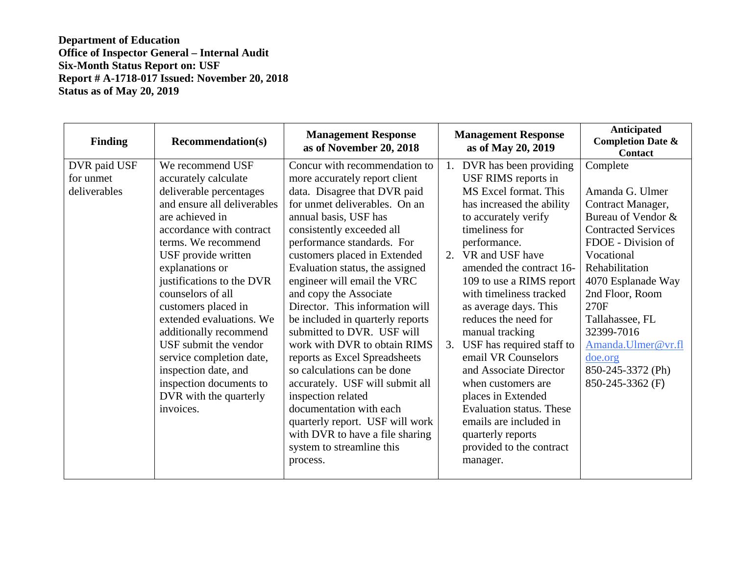**Department of Education**
**Office of Inspector General – Internal Audit**
**Six-Month Status Report on: USF**
**Report # A-1718-017 Issued: November 20, 2018**
**Status as of May 20, 2019**

| Finding | Recommendation(s) | Management Response as of November 20, 2018 | Management Response as of May 20, 2019 | Anticipated Completion Date & Contact |
|---|---|---|---|---|
| DVR paid USF for unmet deliverables | We recommend USF accurately calculate deliverable percentages and ensure all deliverables are achieved in accordance with contract terms. We recommend USF provide written explanations or justifications to the DVR counselors of all customers placed in extended evaluations. We additionally recommend USF submit the vendor service completion date, inspection date, and inspection documents to DVR with the quarterly invoices. | Concur with recommendation to more accurately report client data. Disagree that DVR paid for unmet deliverables. On an annual basis, USF has consistently exceeded all performance standards. For customers placed in Extended Evaluation status, the assigned engineer will email the VRC and copy the Associate Director. This information will be included in quarterly reports submitted to DVR. USF will work with DVR to obtain RIMS reports as Excel Spreadsheets so calculations can be done accurately. USF will submit all inspection related documentation with each quarterly report. USF will work with DVR to have a file sharing system to streamline this process. | 1. DVR has been providing USF RIMS reports in MS Excel format. This has increased the ability to accurately verify timeliness for performance. 2. VR and USF have amended the contract 16-109 to use a RIMS report with timeliness tracked as average days. This reduces the need for manual tracking 3. USF has required staff to email VR Counselors and Associate Director when customers are places in Extended Evaluation status. These emails are included in quarterly reports provided to the contract manager. | Complete<br><br>Amanda G. Ulmer<br>Contract Manager, Bureau of Vendor & Contracted Services<br>FDOE - Division of Vocational Rehabilitation<br>4070 Esplanade Way<br>2nd Floor, Room 270F<br>Tallahassee, FL 32399-7016<br>Amanda.Ulmer@vr.fldoe.org<br>850-245-3372 (Ph)<br>850-245-3362 (F) |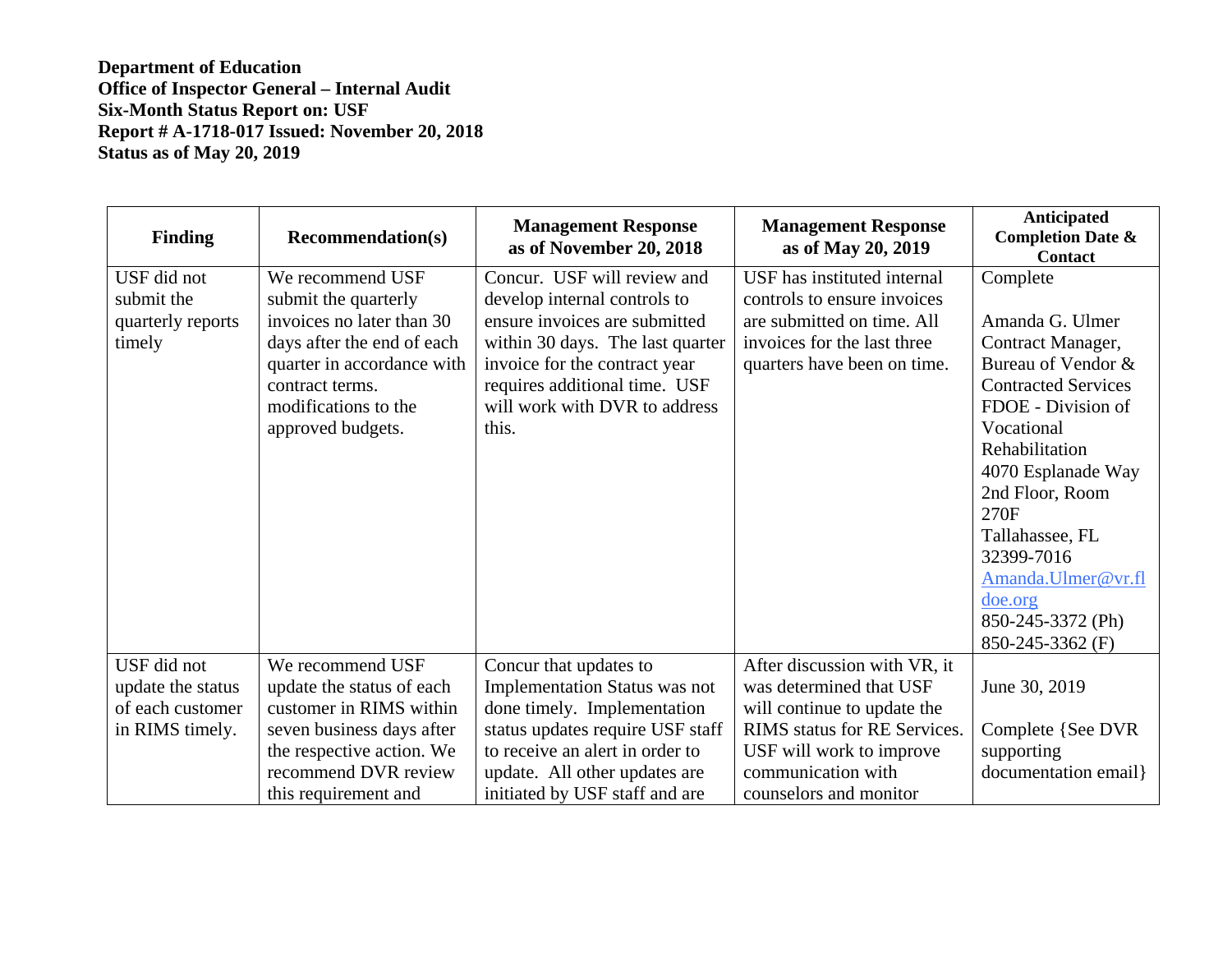**Department of Education**
**Office of Inspector General – Internal Audit**
**Six-Month Status Report on: USF**
**Report # A-1718-017 Issued: November 20, 2018**
**Status as of May 20, 2019**

| Finding | Recommendation(s) | Management Response as of November 20, 2018 | Management Response as of May 20, 2019 | Anticipated Completion Date & Contact |
|---|---|---|---|---|
| USF did not submit the quarterly reports timely | We recommend USF submit the quarterly invoices no later than 30 days after the end of each quarter in accordance with contract terms. modifications to the approved budgets. | Concur. USF will review and develop internal controls to ensure invoices are submitted within 30 days. The last quarter invoice for the contract year requires additional time. USF will work with DVR to address this. | USF has instituted internal controls to ensure invoices are submitted on time. All invoices for the last three quarters have been on time. | Complete<br><br>Amanda G. Ulmer<br>Contract Manager, Bureau of Vendor & Contracted Services<br>FDOE - Division of Vocational Rehabilitation<br>4070 Esplanade Way<br>2nd Floor, Room 270F<br>Tallahassee, FL 32399-7016<br>Amanda.Ulmer@vr.fldoe.org<br>850-245-3372 (Ph)<br>850-245-3362 (F) |
| USF did not update the status of each customer in RIMS timely. | We recommend USF update the status of each customer in RIMS within seven business days after the respective action. We recommend DVR review this requirement and | Concur that updates to Implementation Status was not done timely. Implementation status updates require USF staff to receive an alert in order to update. All other updates are initiated by USF staff and are | After discussion with VR, it was determined that USF will continue to update the RIMS status for RE Services. USF will work to improve communication with counselors and monitor | June 30, 2019<br><br>Complete {See DVR supporting documentation email} |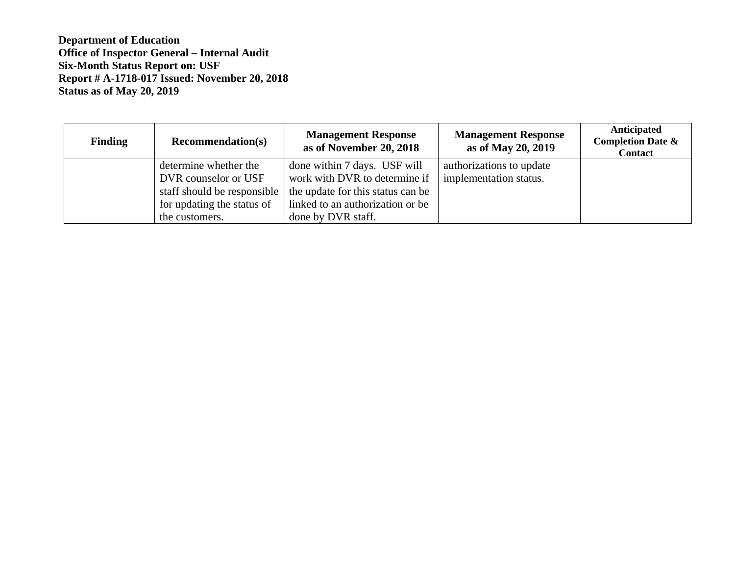**Department of Education**
**Office of Inspector General – Internal Audit**
**Six-Month Status Report on: USF**
**Report # A-1718-017 Issued: November 20, 2018**
**Status as of May 20, 2019**

| Finding | Recommendation(s) | Management Response as of November 20, 2018 | Management Response as of May 20, 2019 | Anticipated Completion Date & Contact |
|---|---|---|---|---|
| | determine whether the DVR counselor or USF staff should be responsible for updating the status of the customers. | done within 7 days. USF will work with DVR to determine if the update for this status can be linked to an authorization or be done by DVR staff. | authorizations to update implementation status. | |